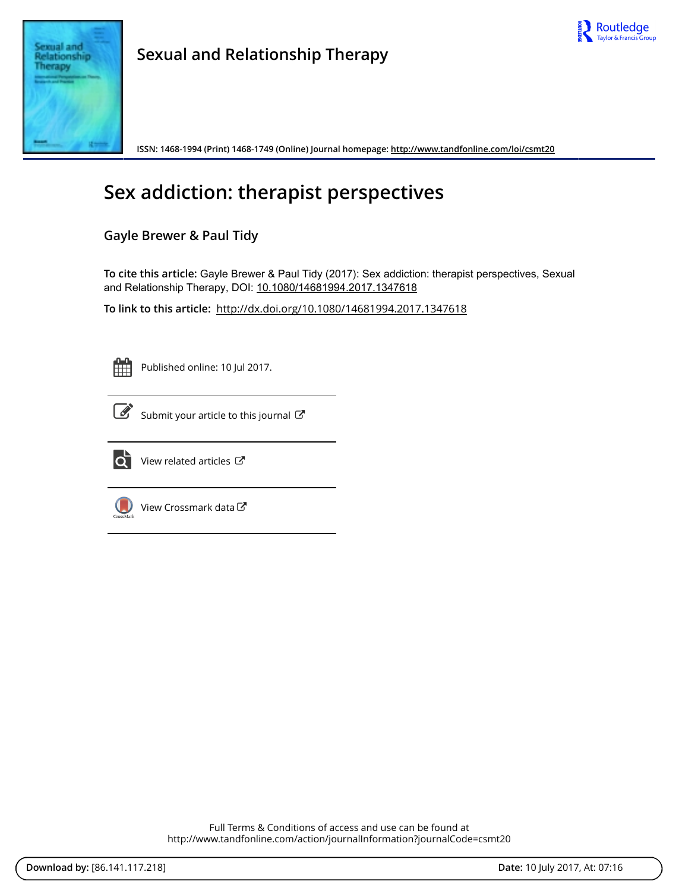# Sexual and Relationship Therapy

ISSN: 1468-1994 (Print) 1468-1749 (Online) Journal homepage: http://www.tandfonline.com/loi/csmt20

## Sex addiction: therapist perspectives

### Gayle Brewer & Paul Tidy

**To cite this article:** Gayle Brewer & Paul Tidy (2017): Sex addiction: therapist perspectives, Sexual and Relationship Therapy, DOI: 10.1080/14681994.2017.1347618

**To link to this article:** http://dx.doi.org/10.1080/14681994.2017.1347618

Published online: 10 Jul 2017.

Submit your article to this journal

View related articles

View Crossmark data

Full Terms & Conditions of access and use can be found at
http://www.tandfonline.com/action/journalInformation?journalCode=csmt20

**Download by:** [86.141.117.218]

**Date:** 10 July 2017, At: 07:16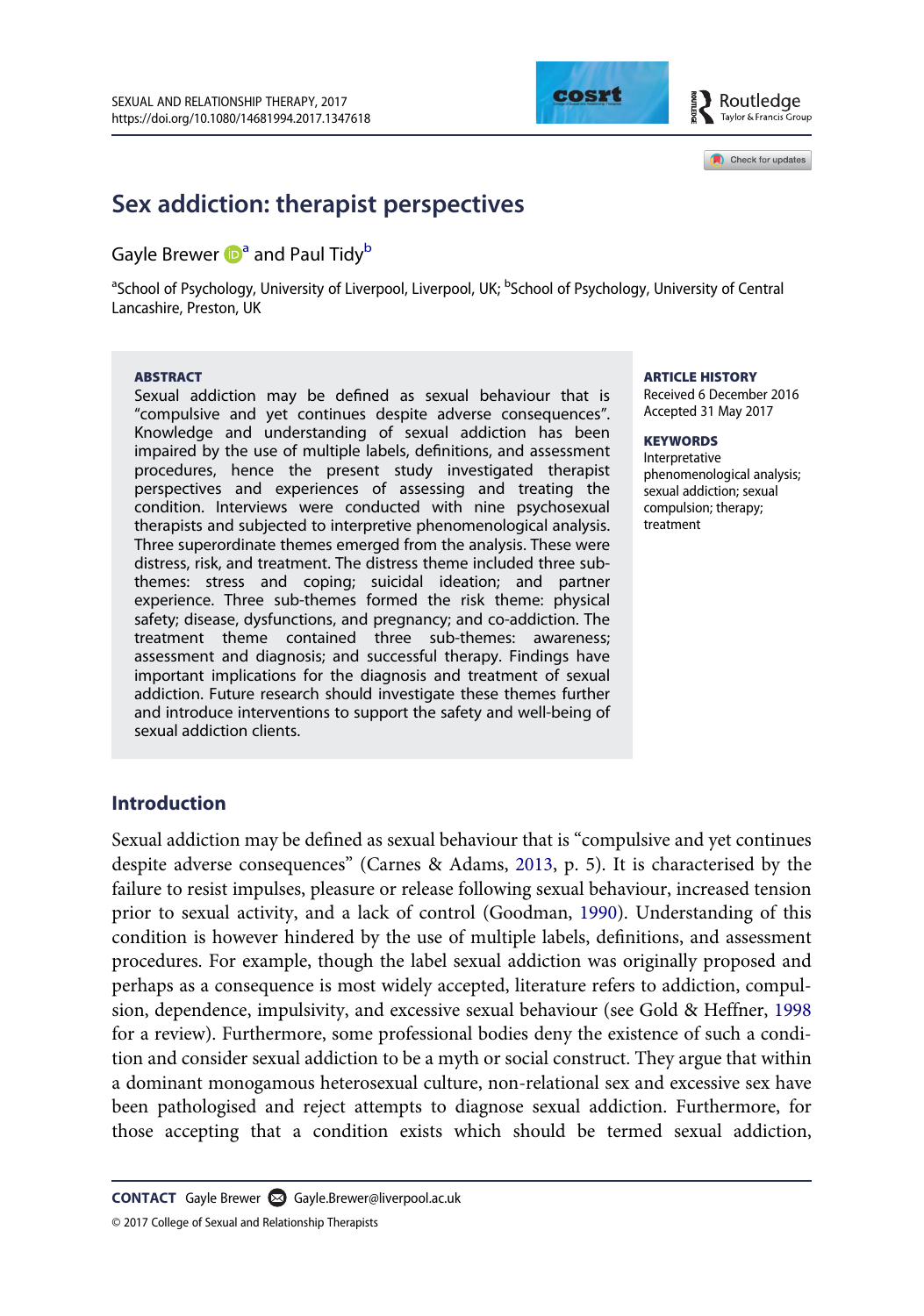# Sex addiction: therapist perspectives

Gayle Brewer[a] and Paul Tidy[b]

[a]School of Psychology, University of Liverpool, Liverpool, UK; [b]School of Psychology, University of Central Lancashire, Preston, UK

**ABSTRACT**

Sexual addiction may be defined as sexual behaviour that is "compulsive and yet continues despite adverse consequences". Knowledge and understanding of sexual addiction has been impaired by the use of multiple labels, definitions, and assessment procedures, hence the present study investigated therapist perspectives and experiences of assessing and treating the condition. Interviews were conducted with nine psychosexual therapists and subjected to interpretive phenomenological analysis. Three superordinate themes emerged from the analysis. These were distress, risk, and treatment. The distress theme included three sub-themes: stress and coping; suicidal ideation; and partner experience. Three sub-themes formed the risk theme: physical safety; disease, dysfunctions, and pregnancy; and co-addiction. The treatment theme contained three sub-themes: awareness; assessment and diagnosis; and successful therapy. Findings have important implications for the diagnosis and treatment of sexual addiction. Future research should investigate these themes further and introduce interventions to support the safety and well-being of sexual addiction clients.

**ARTICLE HISTORY**

Received 6 December 2016
Accepted 31 May 2017

**KEYWORDS**

Interpretative phenomenological analysis; sexual addiction; sexual compulsion; therapy; treatment

## Introduction

Sexual addiction may be defined as sexual behaviour that is "compulsive and yet continues despite adverse consequences" (Carnes & Adams, 2013, p. 5). It is characterised by the failure to resist impulses, pleasure or release following sexual behaviour, increased tension prior to sexual activity, and a lack of control (Goodman, 1990). Understanding of this condition is however hindered by the use of multiple labels, definitions, and assessment procedures. For example, though the label sexual addiction was originally proposed and perhaps as a consequence is most widely accepted, literature refers to addiction, compulsion, dependence, impulsivity, and excessive sexual behaviour (see Gold & Heffner, 1998 for a review). Furthermore, some professional bodies deny the existence of such a condition and consider sexual addiction to be a myth or social construct. They argue that within a dominant monogamous heterosexual culture, non-relational sex and excessive sex have been pathologised and reject attempts to diagnose sexual addiction. Furthermore, for those accepting that a condition exists which should be termed sexual addiction,

**CONTACT** Gayle Brewer Gayle.Brewer@liverpool.ac.uk

© 2017 College of Sexual and Relationship Therapists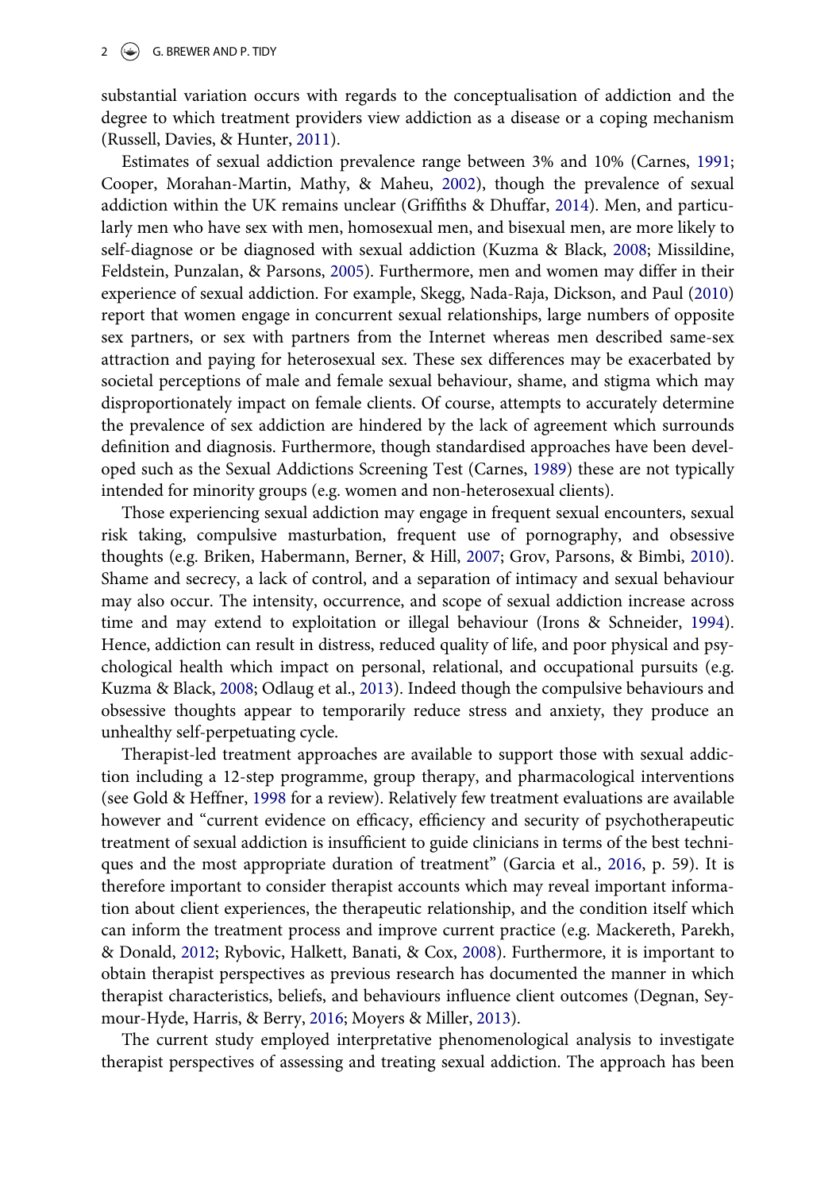substantial variation occurs with regards to the conceptualisation of addiction and the degree to which treatment providers view addiction as a disease or a coping mechanism (Russell, Davies, & Hunter, 2011).

Estimates of sexual addiction prevalence range between 3% and 10% (Carnes, 1991; Cooper, Morahan-Martin, Mathy, & Maheu, 2002), though the prevalence of sexual addiction within the UK remains unclear (Griffiths & Dhuffar, 2014). Men, and particularly men who have sex with men, homosexual men, and bisexual men, are more likely to self-diagnose or be diagnosed with sexual addiction (Kuzma & Black, 2008; Missildine, Feldstein, Punzalan, & Parsons, 2005). Furthermore, men and women may differ in their experience of sexual addiction. For example, Skegg, Nada-Raja, Dickson, and Paul (2010) report that women engage in concurrent sexual relationships, large numbers of opposite sex partners, or sex with partners from the Internet whereas men described same-sex attraction and paying for heterosexual sex. These sex differences may be exacerbated by societal perceptions of male and female sexual behaviour, shame, and stigma which may disproportionately impact on female clients. Of course, attempts to accurately determine the prevalence of sex addiction are hindered by the lack of agreement which surrounds definition and diagnosis. Furthermore, though standardised approaches have been developed such as the Sexual Addictions Screening Test (Carnes, 1989) these are not typically intended for minority groups (e.g. women and non-heterosexual clients).

Those experiencing sexual addiction may engage in frequent sexual encounters, sexual risk taking, compulsive masturbation, frequent use of pornography, and obsessive thoughts (e.g. Briken, Habermann, Berner, & Hill, 2007; Grov, Parsons, & Bimbi, 2010). Shame and secrecy, a lack of control, and a separation of intimacy and sexual behaviour may also occur. The intensity, occurrence, and scope of sexual addiction increase across time and may extend to exploitation or illegal behaviour (Irons & Schneider, 1994). Hence, addiction can result in distress, reduced quality of life, and poor physical and psychological health which impact on personal, relational, and occupational pursuits (e.g. Kuzma & Black, 2008; Odlaug et al., 2013). Indeed though the compulsive behaviours and obsessive thoughts appear to temporarily reduce stress and anxiety, they produce an unhealthy self-perpetuating cycle.

Therapist-led treatment approaches are available to support those with sexual addiction including a 12-step programme, group therapy, and pharmacological interventions (see Gold & Heffner, 1998 for a review). Relatively few treatment evaluations are available however and "current evidence on efficacy, efficiency and security of psychotherapeutic treatment of sexual addiction is insufficient to guide clinicians in terms of the best techniques and the most appropriate duration of treatment" (Garcia et al., 2016, p. 59). It is therefore important to consider therapist accounts which may reveal important information about client experiences, the therapeutic relationship, and the condition itself which can inform the treatment process and improve current practice (e.g. Mackereth, Parekh, & Donald, 2012; Rybovic, Halkett, Banati, & Cox, 2008). Furthermore, it is important to obtain therapist perspectives as previous research has documented the manner in which therapist characteristics, beliefs, and behaviours influence client outcomes (Degnan, Seymour-Hyde, Harris, & Berry, 2016; Moyers & Miller, 2013).

The current study employed interpretative phenomenological analysis to investigate therapist perspectives of assessing and treating sexual addiction. The approach has been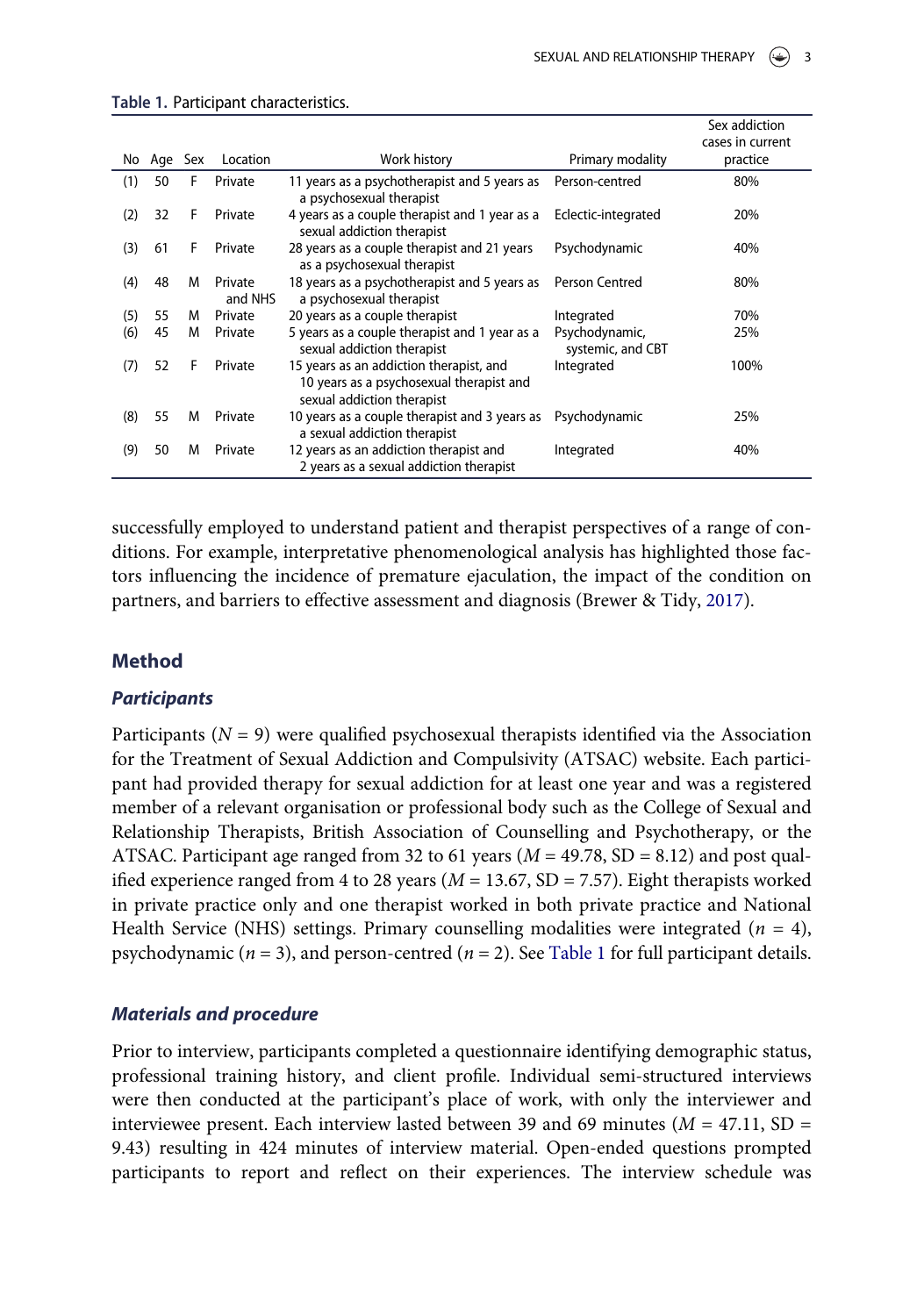Table 1. Participant characteristics.

| No | Age | Sex | Location | Work history | Primary modality | Sex addiction cases in current practice |
|---|---|---|---|---|---|---|
| (1) | 50 | F | Private | 11 years as a psychotherapist and 5 years as a psychosexual therapist | Person-centred | 80% |
| (2) | 32 | F | Private | 4 years as a couple therapist and 1 year as a sexual addiction therapist | Eclectic-integrated | 20% |
| (3) | 61 | F | Private | 28 years as a couple therapist and 21 years as a psychosexual therapist | Psychodynamic | 40% |
| (4) | 48 | M | Private and NHS | 18 years as a psychotherapist and 5 years as a psychosexual therapist | Person Centred | 80% |
| (5) | 55 | M | Private | 20 years as a couple therapist | Integrated | 70% |
| (6) | 45 | M | Private | 5 years as a couple therapist and 1 year as a sexual addiction therapist | Psychodynamic, systemic, and CBT | 25% |
| (7) | 52 | F | Private | 15 years as an addiction therapist, and 10 years as a psychosexual therapist and sexual addiction therapist | Integrated | 100% |
| (8) | 55 | M | Private | 10 years as a couple therapist and 3 years as a sexual addiction therapist | Psychodynamic | 25% |
| (9) | 50 | M | Private | 12 years as an addiction therapist and 2 years as a sexual addiction therapist | Integrated | 40% |

successfully employed to understand patient and therapist perspectives of a range of conditions. For example, interpretative phenomenological analysis has highlighted those factors influencing the incidence of premature ejaculation, the impact of the condition on partners, and barriers to effective assessment and diagnosis (Brewer & Tidy, 2017).

## Method

### *Participants*

Participants ($N = 9$) were qualified psychosexual therapists identified via the Association for the Treatment of Sexual Addiction and Compulsivity (ATSAC) website. Each participant had provided therapy for sexual addiction for at least one year and was a registered member of a relevant organisation or professional body such as the College of Sexual and Relationship Therapists, British Association of Counselling and Psychotherapy, or the ATSAC. Participant age ranged from 32 to 61 years ($M = 49.78$, SD = 8.12) and post qualified experience ranged from 4 to 28 years ($M = 13.67$, SD = 7.57). Eight therapists worked in private practice only and one therapist worked in both private practice and National Health Service (NHS) settings. Primary counselling modalities were integrated ($n = 4$), psychodynamic ($n = 3$), and person-centred ($n = 2$). See Table 1 for full participant details.

### *Materials and procedure*

Prior to interview, participants completed a questionnaire identifying demographic status, professional training history, and client profile. Individual semi-structured interviews were then conducted at the participant's place of work, with only the interviewer and interviewee present. Each interview lasted between 39 and 69 minutes ($M = 47.11$, SD = 9.43) resulting in 424 minutes of interview material. Open-ended questions prompted participants to report and reflect on their experiences. The interview schedule was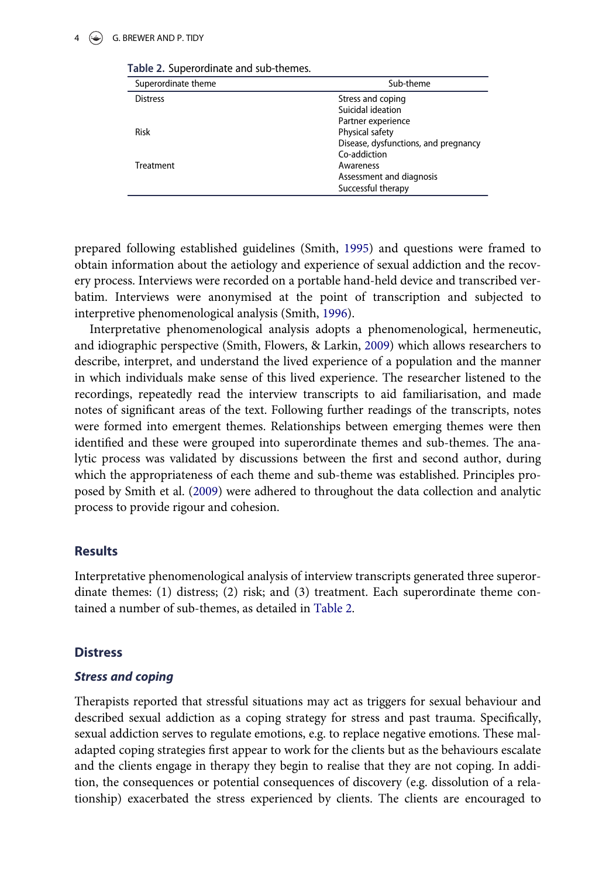**Table 2.** Superordinate and sub-themes.

| Superordinate theme | Sub-theme |
|---|---|
| Distress | Stress and coping |
| | Suicidal ideation |
| | Partner experience |
| Risk | Physical safety |
| | Disease, dysfunctions, and pregnancy |
| | Co-addiction |
| Treatment | Awareness |
| | Assessment and diagnosis |
| | Successful therapy |

prepared following established guidelines (Smith, 1995) and questions were framed to obtain information about the aetiology and experience of sexual addiction and the recovery process. Interviews were recorded on a portable hand-held device and transcribed verbatim. Interviews were anonymised at the point of transcription and subjected to interpretive phenomenological analysis (Smith, 1996).

Interpretative phenomenological analysis adopts a phenomenological, hermeneutic, and idiographic perspective (Smith, Flowers, & Larkin, 2009) which allows researchers to describe, interpret, and understand the lived experience of a population and the manner in which individuals make sense of this lived experience. The researcher listened to the recordings, repeatedly read the interview transcripts to aid familiarisation, and made notes of significant areas of the text. Following further readings of the transcripts, notes were formed into emergent themes. Relationships between emerging themes were then identified and these were grouped into superordinate themes and sub-themes. The analytic process was validated by discussions between the first and second author, during which the appropriateness of each theme and sub-theme was established. Principles proposed by Smith et al. (2009) were adhered to throughout the data collection and analytic process to provide rigour and cohesion.

## Results

Interpretative phenomenological analysis of interview transcripts generated three superordinate themes: (1) distress; (2) risk; and (3) treatment. Each superordinate theme contained a number of sub-themes, as detailed in Table 2.

## Distress

### *Stress and coping*

Therapists reported that stressful situations may act as triggers for sexual behaviour and described sexual addiction as a coping strategy for stress and past trauma. Specifically, sexual addiction serves to regulate emotions, e.g. to replace negative emotions. These maladapted coping strategies first appear to work for the clients but as the behaviours escalate and the clients engage in therapy they begin to realise that they are not coping. In addition, the consequences or potential consequences of discovery (e.g. dissolution of a relationship) exacerbated the stress experienced by clients. The clients are encouraged to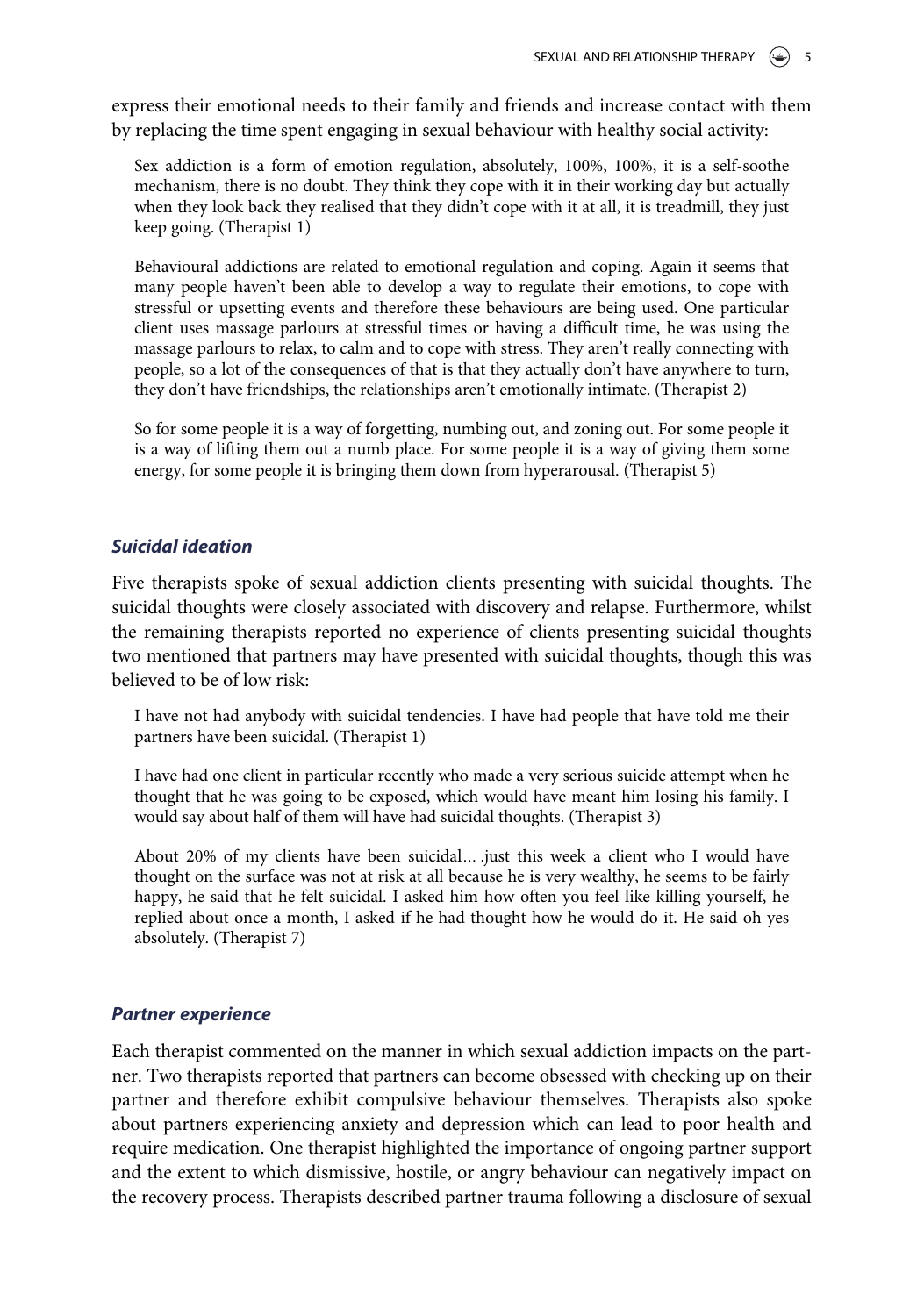express their emotional needs to their family and friends and increase contact with them by replacing the time spent engaging in sexual behaviour with healthy social activity:

> Sex addiction is a form of emotion regulation, absolutely, 100%, 100%, it is a self-soothe mechanism, there is no doubt. They think they cope with it in their working day but actually when they look back they realised that they didn't cope with it at all, it is treadmill, they just keep going. (Therapist 1)

> Behavioural addictions are related to emotional regulation and coping. Again it seems that many people haven't been able to develop a way to regulate their emotions, to cope with stressful or upsetting events and therefore these behaviours are being used. One particular client uses massage parlours at stressful times or having a difficult time, he was using the massage parlours to relax, to calm and to cope with stress. They aren't really connecting with people, so a lot of the consequences of that is that they actually don't have anywhere to turn, they don't have friendships, the relationships aren't emotionally intimate. (Therapist 2)

> So for some people it is a way of forgetting, numbing out, and zoning out. For some people it is a way of lifting them out a numb place. For some people it is a way of giving them some energy, for some people it is bringing them down from hyperarousal. (Therapist 5)

### *Suicidal ideation*

Five therapists spoke of sexual addiction clients presenting with suicidal thoughts. The suicidal thoughts were closely associated with discovery and relapse. Furthermore, whilst the remaining therapists reported no experience of clients presenting suicidal thoughts two mentioned that partners may have presented with suicidal thoughts, though this was believed to be of low risk:

> I have not had anybody with suicidal tendencies. I have had people that have told me their partners have been suicidal. (Therapist 1)

> I have had one client in particular recently who made a very serious suicide attempt when he thought that he was going to be exposed, which would have meant him losing his family. I would say about half of them will have had suicidal thoughts. (Therapist 3)

> About 20% of my clients have been suicidal… .just this week a client who I would have thought on the surface was not at risk at all because he is very wealthy, he seems to be fairly happy, he said that he felt suicidal. I asked him how often you feel like killing yourself, he replied about once a month, I asked if he had thought how he would do it. He said oh yes absolutely. (Therapist 7)

### *Partner experience*

Each therapist commented on the manner in which sexual addiction impacts on the partner. Two therapists reported that partners can become obsessed with checking up on their partner and therefore exhibit compulsive behaviour themselves. Therapists also spoke about partners experiencing anxiety and depression which can lead to poor health and require medication. One therapist highlighted the importance of ongoing partner support and the extent to which dismissive, hostile, or angry behaviour can negatively impact on the recovery process. Therapists described partner trauma following a disclosure of sexual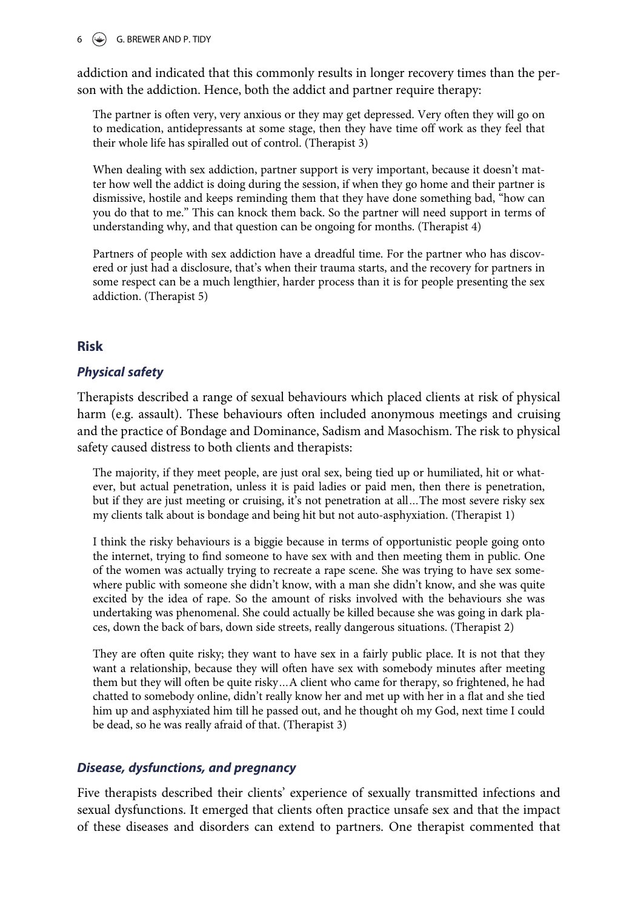addiction and indicated that this commonly results in longer recovery times than the person with the addiction. Hence, both the addict and partner require therapy:

> The partner is often very, very anxious or they may get depressed. Very often they will go on to medication, antidepressants at some stage, then they have time off work as they feel that their whole life has spiralled out of control. (Therapist 3)

> When dealing with sex addiction, partner support is very important, because it doesn't matter how well the addict is doing during the session, if when they go home and their partner is dismissive, hostile and keeps reminding them that they have done something bad, "how can you do that to me." This can knock them back. So the partner will need support in terms of understanding why, and that question can be ongoing for months. (Therapist 4)

> Partners of people with sex addiction have a dreadful time. For the partner who has discovered or just had a disclosure, that's when their trauma starts, and the recovery for partners in some respect can be a much lengthier, harder process than it is for people presenting the sex addiction. (Therapist 5)

## Risk

### *Physical safety*

Therapists described a range of sexual behaviours which placed clients at risk of physical harm (e.g. assault). These behaviours often included anonymous meetings and cruising and the practice of Bondage and Dominance, Sadism and Masochism. The risk to physical safety caused distress to both clients and therapists:

> The majority, if they meet people, are just oral sex, being tied up or humiliated, hit or whatever, but actual penetration, unless it is paid ladies or paid men, then there is penetration, but if they are just meeting or cruising, it's not penetration at all…The most severe risky sex my clients talk about is bondage and being hit but not auto-asphyxiation. (Therapist 1)

> I think the risky behaviours is a biggie because in terms of opportunistic people going onto the internet, trying to find someone to have sex with and then meeting them in public. One of the women was actually trying to recreate a rape scene. She was trying to have sex somewhere public with someone she didn't know, with a man she didn't know, and she was quite excited by the idea of rape. So the amount of risks involved with the behaviours she was undertaking was phenomenal. She could actually be killed because she was going in dark places, down the back of bars, down side streets, really dangerous situations. (Therapist 2)

> They are often quite risky; they want to have sex in a fairly public place. It is not that they want a relationship, because they will often have sex with somebody minutes after meeting them but they will often be quite risky…A client who came for therapy, so frightened, he had chatted to somebody online, didn't really know her and met up with her in a flat and she tied him up and asphyxiated him till he passed out, and he thought oh my God, next time I could be dead, so he was really afraid of that. (Therapist 3)

### *Disease, dysfunctions, and pregnancy*

Five therapists described their clients' experience of sexually transmitted infections and sexual dysfunctions. It emerged that clients often practice unsafe sex and that the impact of these diseases and disorders can extend to partners. One therapist commented that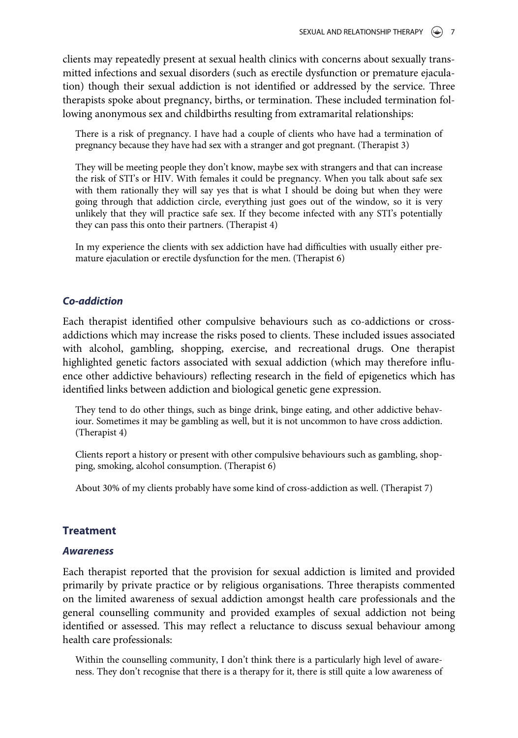clients may repeatedly present at sexual health clinics with concerns about sexually transmitted infections and sexual disorders (such as erectile dysfunction or premature ejaculation) though their sexual addiction is not identified or addressed by the service. Three therapists spoke about pregnancy, births, or termination. These included termination following anonymous sex and childbirths resulting from extramarital relationships:

> There is a risk of pregnancy. I have had a couple of clients who have had a termination of pregnancy because they have had sex with a stranger and got pregnant. (Therapist 3)

> They will be meeting people they don't know, maybe sex with strangers and that can increase the risk of STI's or HIV. With females it could be pregnancy. When you talk about safe sex with them rationally they will say yes that is what I should be doing but when they were going through that addiction circle, everything just goes out of the window, so it is very unlikely that they will practice safe sex. If they become infected with any STI's potentially they can pass this onto their partners. (Therapist 4)

> In my experience the clients with sex addiction have had difficulties with usually either premature ejaculation or erectile dysfunction for the men. (Therapist 6)

### *Co-addiction*

Each therapist identified other compulsive behaviours such as co-addictions or cross-addictions which may increase the risks posed to clients. These included issues associated with alcohol, gambling, shopping, exercise, and recreational drugs. One therapist highlighted genetic factors associated with sexual addiction (which may therefore influence other addictive behaviours) reflecting research in the field of epigenetics which has identified links between addiction and biological genetic gene expression.

> They tend to do other things, such as binge drink, binge eating, and other addictive behaviour. Sometimes it may be gambling as well, but it is not uncommon to have cross addiction. (Therapist 4)

> Clients report a history or present with other compulsive behaviours such as gambling, shopping, smoking, alcohol consumption. (Therapist 6)

> About 30% of my clients probably have some kind of cross-addiction as well. (Therapist 7)

## Treatment

### *Awareness*

Each therapist reported that the provision for sexual addiction is limited and provided primarily by private practice or by religious organisations. Three therapists commented on the limited awareness of sexual addiction amongst health care professionals and the general counselling community and provided examples of sexual addiction not being identified or assessed. This may reflect a reluctance to discuss sexual behaviour among health care professionals:

> Within the counselling community, I don't think there is a particularly high level of awareness. They don't recognise that there is a therapy for it, there is still quite a low awareness of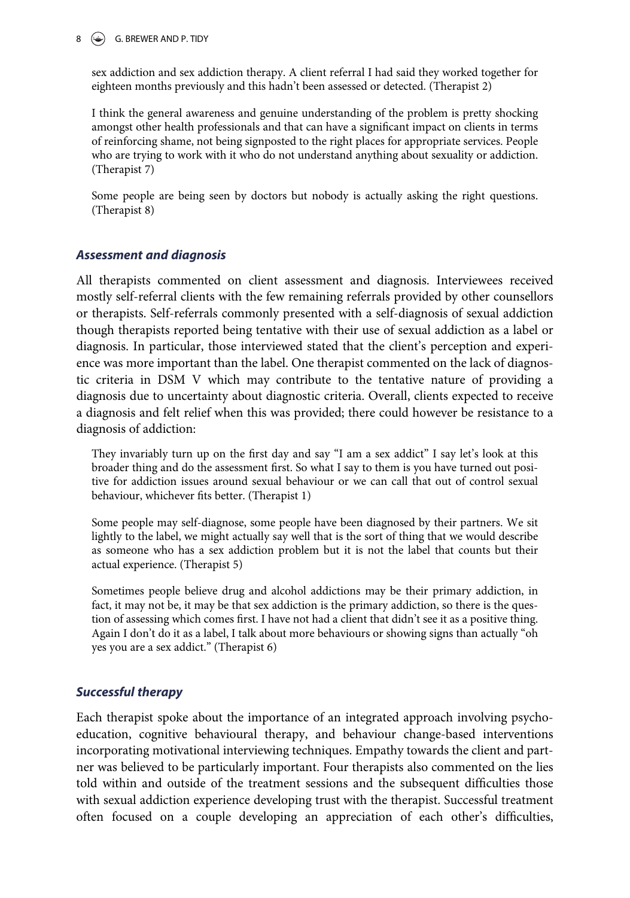sex addiction and sex addiction therapy. A client referral I had said they worked together for eighteen months previously and this hadn't been assessed or detected. (Therapist 2)

> I think the general awareness and genuine understanding of the problem is pretty shocking amongst other health professionals and that can have a significant impact on clients in terms of reinforcing shame, not being signposted to the right places for appropriate services. People who are trying to work with it who do not understand anything about sexuality or addiction. (Therapist 7)

> Some people are being seen by doctors but nobody is actually asking the right questions. (Therapist 8)

### *Assessment and diagnosis*

All therapists commented on client assessment and diagnosis. Interviewees received mostly self-referral clients with the few remaining referrals provided by other counsellors or therapists. Self-referrals commonly presented with a self-diagnosis of sexual addiction though therapists reported being tentative with their use of sexual addiction as a label or diagnosis. In particular, those interviewed stated that the client's perception and experience was more important than the label. One therapist commented on the lack of diagnostic criteria in DSM V which may contribute to the tentative nature of providing a diagnosis due to uncertainty about diagnostic criteria. Overall, clients expected to receive a diagnosis and felt relief when this was provided; there could however be resistance to a diagnosis of addiction:

> They invariably turn up on the first day and say "I am a sex addict" I say let's look at this broader thing and do the assessment first. So what I say to them is you have turned out positive for addiction issues around sexual behaviour or we can call that out of control sexual behaviour, whichever fits better. (Therapist 1)

> Some people may self-diagnose, some people have been diagnosed by their partners. We sit lightly to the label, we might actually say well that is the sort of thing that we would describe as someone who has a sex addiction problem but it is not the label that counts but their actual experience. (Therapist 5)

> Sometimes people believe drug and alcohol addictions may be their primary addiction, in fact, it may not be, it may be that sex addiction is the primary addiction, so there is the question of assessing which comes first. I have not had a client that didn't see it as a positive thing. Again I don't do it as a label, I talk about more behaviours or showing signs than actually "oh yes you are a sex addict." (Therapist 6)

### *Successful therapy*

Each therapist spoke about the importance of an integrated approach involving psychoeducation, cognitive behavioural therapy, and behaviour change-based interventions incorporating motivational interviewing techniques. Empathy towards the client and partner was believed to be particularly important. Four therapists also commented on the lies told within and outside of the treatment sessions and the subsequent difficulties those with sexual addiction experience developing trust with the therapist. Successful treatment often focused on a couple developing an appreciation of each other's difficulties,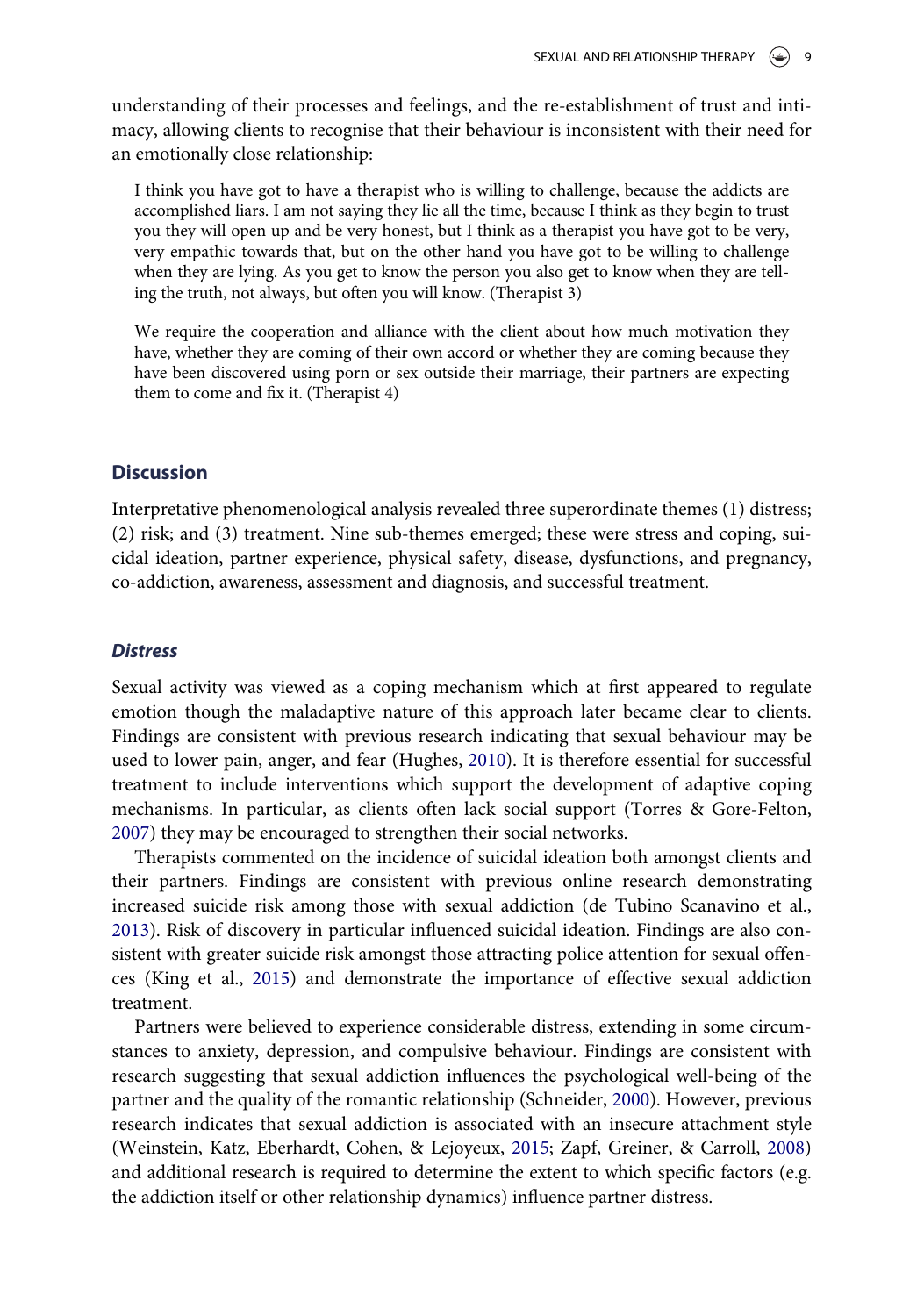understanding of their processes and feelings, and the re-establishment of trust and intimacy, allowing clients to recognise that their behaviour is inconsistent with their need for an emotionally close relationship:

> I think you have got to have a therapist who is willing to challenge, because the addicts are accomplished liars. I am not saying they lie all the time, because I think as they begin to trust you they will open up and be very honest, but I think as a therapist you have got to be very, very empathic towards that, but on the other hand you have got to be willing to challenge when they are lying. As you get to know the person you also get to know when they are telling the truth, not always, but often you will know. (Therapist 3)

> We require the cooperation and alliance with the client about how much motivation they have, whether they are coming of their own accord or whether they are coming because they have been discovered using porn or sex outside their marriage, their partners are expecting them to come and fix it. (Therapist 4)

## Discussion

Interpretative phenomenological analysis revealed three superordinate themes (1) distress; (2) risk; and (3) treatment. Nine sub-themes emerged; these were stress and coping, suicidal ideation, partner experience, physical safety, disease, dysfunctions, and pregnancy, co-addiction, awareness, assessment and diagnosis, and successful treatment.

### *Distress*

Sexual activity was viewed as a coping mechanism which at first appeared to regulate emotion though the maladaptive nature of this approach later became clear to clients. Findings are consistent with previous research indicating that sexual behaviour may be used to lower pain, anger, and fear (Hughes, 2010). It is therefore essential for successful treatment to include interventions which support the development of adaptive coping mechanisms. In particular, as clients often lack social support (Torres & Gore-Felton, 2007) they may be encouraged to strengthen their social networks.

Therapists commented on the incidence of suicidal ideation both amongst clients and their partners. Findings are consistent with previous online research demonstrating increased suicide risk among those with sexual addiction (de Tubino Scanavino et al., 2013). Risk of discovery in particular influenced suicidal ideation. Findings are also consistent with greater suicide risk amongst those attracting police attention for sexual offences (King et al., 2015) and demonstrate the importance of effective sexual addiction treatment.

Partners were believed to experience considerable distress, extending in some circumstances to anxiety, depression, and compulsive behaviour. Findings are consistent with research suggesting that sexual addiction influences the psychological well-being of the partner and the quality of the romantic relationship (Schneider, 2000). However, previous research indicates that sexual addiction is associated with an insecure attachment style (Weinstein, Katz, Eberhardt, Cohen, & Lejoyeux, 2015; Zapf, Greiner, & Carroll, 2008) and additional research is required to determine the extent to which specific factors (e.g. the addiction itself or other relationship dynamics) influence partner distress.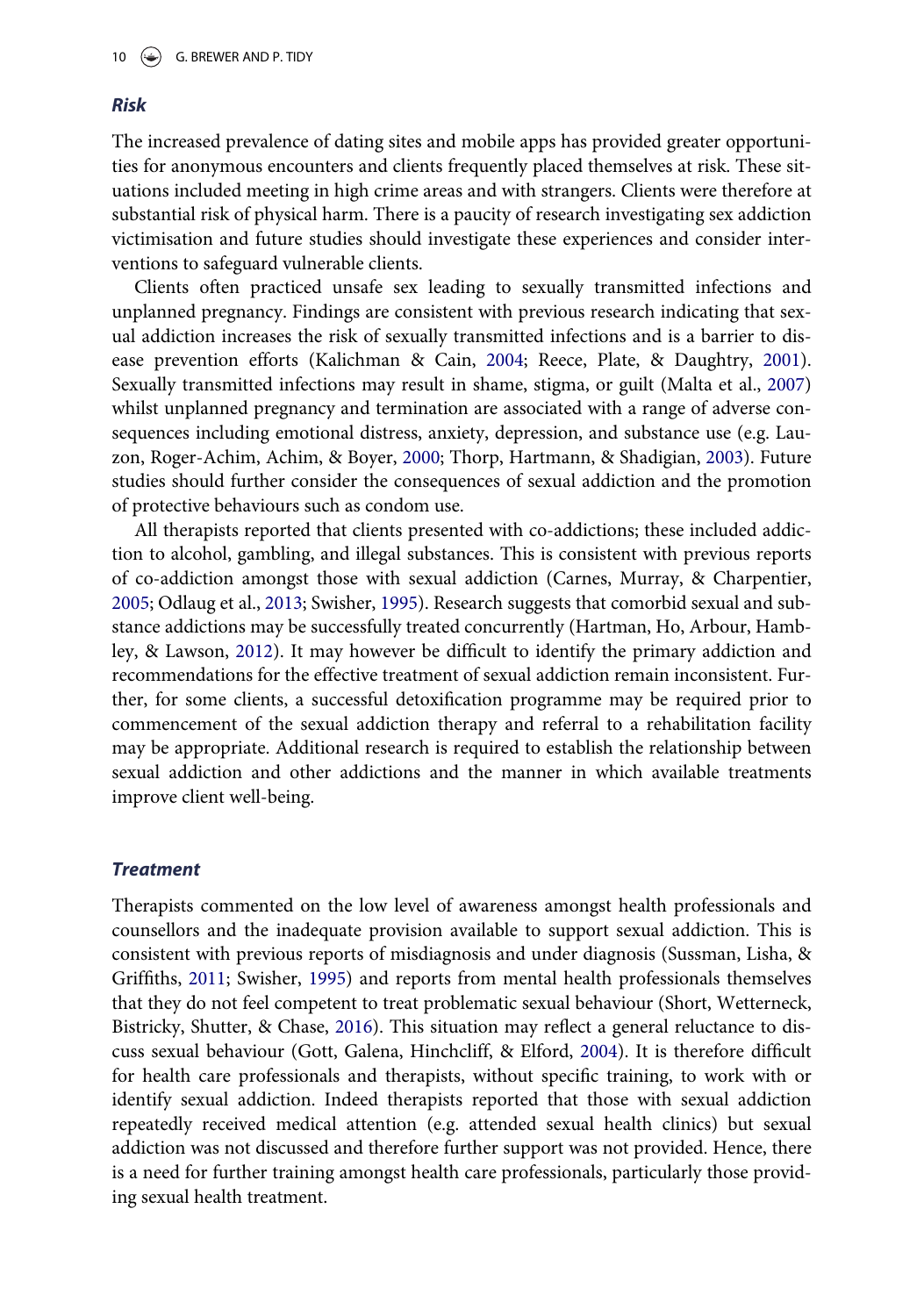### *Risk*

The increased prevalence of dating sites and mobile apps has provided greater opportunities for anonymous encounters and clients frequently placed themselves at risk. These situations included meeting in high crime areas and with strangers. Clients were therefore at substantial risk of physical harm. There is a paucity of research investigating sex addiction victimisation and future studies should investigate these experiences and consider interventions to safeguard vulnerable clients.

Clients often practiced unsafe sex leading to sexually transmitted infections and unplanned pregnancy. Findings are consistent with previous research indicating that sexual addiction increases the risk of sexually transmitted infections and is a barrier to disease prevention efforts (Kalichman & Cain, 2004; Reece, Plate, & Daughtry, 2001). Sexually transmitted infections may result in shame, stigma, or guilt (Malta et al., 2007) whilst unplanned pregnancy and termination are associated with a range of adverse consequences including emotional distress, anxiety, depression, and substance use (e.g. Lauzon, Roger-Achim, Achim, & Boyer, 2000; Thorp, Hartmann, & Shadigian, 2003). Future studies should further consider the consequences of sexual addiction and the promotion of protective behaviours such as condom use.

All therapists reported that clients presented with co-addictions; these included addiction to alcohol, gambling, and illegal substances. This is consistent with previous reports of co-addiction amongst those with sexual addiction (Carnes, Murray, & Charpentier, 2005; Odlaug et al., 2013; Swisher, 1995). Research suggests that comorbid sexual and substance addictions may be successfully treated concurrently (Hartman, Ho, Arbour, Hambley, & Lawson, 2012). It may however be difficult to identify the primary addiction and recommendations for the effective treatment of sexual addiction remain inconsistent. Further, for some clients, a successful detoxification programme may be required prior to commencement of the sexual addiction therapy and referral to a rehabilitation facility may be appropriate. Additional research is required to establish the relationship between sexual addiction and other addictions and the manner in which available treatments improve client well-being.

### *Treatment*

Therapists commented on the low level of awareness amongst health professionals and counsellors and the inadequate provision available to support sexual addiction. This is consistent with previous reports of misdiagnosis and under diagnosis (Sussman, Lisha, & Griffiths, 2011; Swisher, 1995) and reports from mental health professionals themselves that they do not feel competent to treat problematic sexual behaviour (Short, Wetterneck, Bistricky, Shutter, & Chase, 2016). This situation may reflect a general reluctance to discuss sexual behaviour (Gott, Galena, Hinchcliff, & Elford, 2004). It is therefore difficult for health care professionals and therapists, without specific training, to work with or identify sexual addiction. Indeed therapists reported that those with sexual addiction repeatedly received medical attention (e.g. attended sexual health clinics) but sexual addiction was not discussed and therefore further support was not provided. Hence, there is a need for further training amongst health care professionals, particularly those providing sexual health treatment.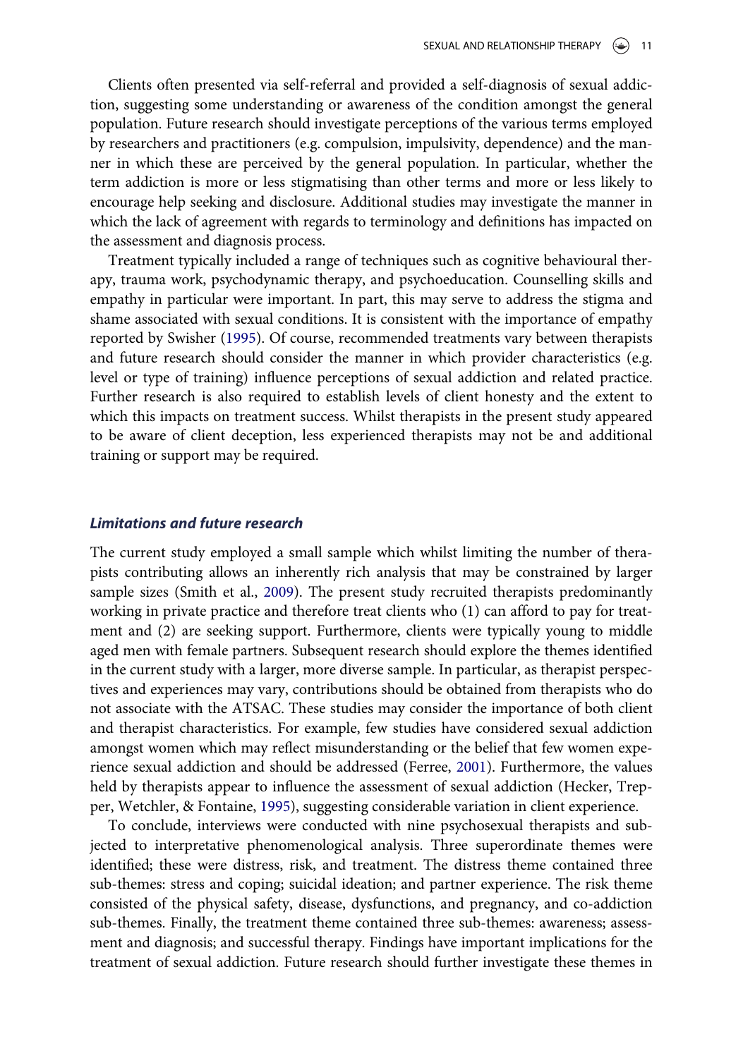Clients often presented via self-referral and provided a self-diagnosis of sexual addiction, suggesting some understanding or awareness of the condition amongst the general population. Future research should investigate perceptions of the various terms employed by researchers and practitioners (e.g. compulsion, impulsivity, dependence) and the manner in which these are perceived by the general population. In particular, whether the term addiction is more or less stigmatising than other terms and more or less likely to encourage help seeking and disclosure. Additional studies may investigate the manner in which the lack of agreement with regards to terminology and definitions has impacted on the assessment and diagnosis process.

Treatment typically included a range of techniques such as cognitive behavioural therapy, trauma work, psychodynamic therapy, and psychoeducation. Counselling skills and empathy in particular were important. In part, this may serve to address the stigma and shame associated with sexual conditions. It is consistent with the importance of empathy reported by Swisher (1995). Of course, recommended treatments vary between therapists and future research should consider the manner in which provider characteristics (e.g. level or type of training) influence perceptions of sexual addiction and related practice. Further research is also required to establish levels of client honesty and the extent to which this impacts on treatment success. Whilst therapists in the present study appeared to be aware of client deception, less experienced therapists may not be and additional training or support may be required.

### *Limitations and future research*

The current study employed a small sample which whilst limiting the number of therapists contributing allows an inherently rich analysis that may be constrained by larger sample sizes (Smith et al., 2009). The present study recruited therapists predominantly working in private practice and therefore treat clients who (1) can afford to pay for treatment and (2) are seeking support. Furthermore, clients were typically young to middle aged men with female partners. Subsequent research should explore the themes identified in the current study with a larger, more diverse sample. In particular, as therapist perspectives and experiences may vary, contributions should be obtained from therapists who do not associate with the ATSAC. These studies may consider the importance of both client and therapist characteristics. For example, few studies have considered sexual addiction amongst women which may reflect misunderstanding or the belief that few women experience sexual addiction and should be addressed (Ferree, 2001). Furthermore, the values held by therapists appear to influence the assessment of sexual addiction (Hecker, Trepper, Wetchler, & Fontaine, 1995), suggesting considerable variation in client experience.

To conclude, interviews were conducted with nine psychosexual therapists and subjected to interpretative phenomenological analysis. Three superordinate themes were identified; these were distress, risk, and treatment. The distress theme contained three sub-themes: stress and coping; suicidal ideation; and partner experience. The risk theme consisted of the physical safety, disease, dysfunctions, and pregnancy, and co-addiction sub-themes. Finally, the treatment theme contained three sub-themes: awareness; assessment and diagnosis; and successful therapy. Findings have important implications for the treatment of sexual addiction. Future research should further investigate these themes in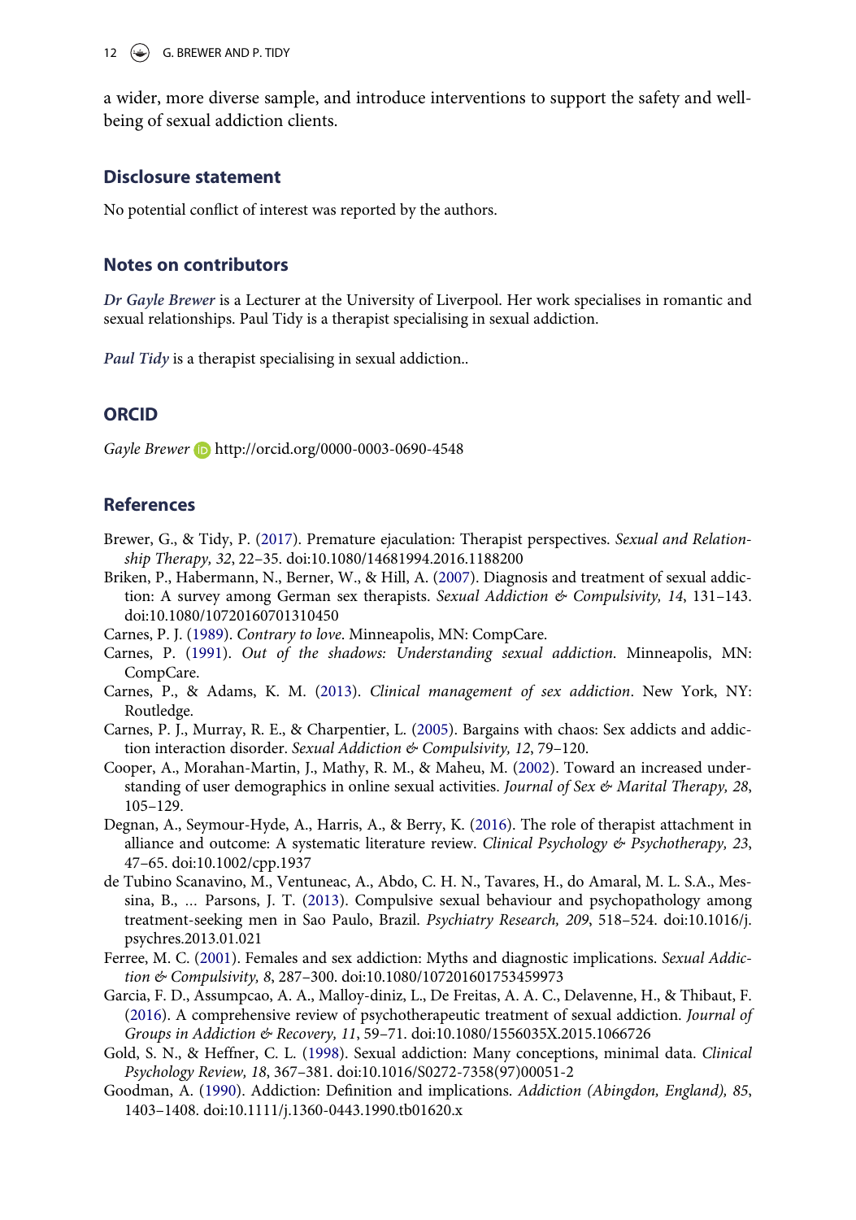a wider, more diverse sample, and introduce interventions to support the safety and well-being of sexual addiction clients.

## Disclosure statement

No potential conflict of interest was reported by the authors.

## Notes on contributors

*Dr Gayle Brewer* is a Lecturer at the University of Liverpool. Her work specialises in romantic and sexual relationships. Paul Tidy is a therapist specialising in sexual addiction.

*Paul Tidy* is a therapist specialising in sexual addiction..

## ORCID

*Gayle Brewer* http://orcid.org/0000-0003-0690-4548

## References

Brewer, G., & Tidy, P. (2017). Premature ejaculation: Therapist perspectives. *Sexual and Relationship Therapy, 32*, 22–35. doi:10.1080/14681994.2016.1188200

Briken, P., Habermann, N., Berner, W., & Hill, A. (2007). Diagnosis and treatment of sexual addiction: A survey among German sex therapists. *Sexual Addiction & Compulsivity, 14*, 131–143. doi:10.1080/10720160701310450

Carnes, P. J. (1989). *Contrary to love*. Minneapolis, MN: CompCare.

Carnes, P. (1991). *Out of the shadows: Understanding sexual addiction*. Minneapolis, MN: CompCare.

Carnes, P., & Adams, K. M. (2013). *Clinical management of sex addiction*. New York, NY: Routledge.

Carnes, P. J., Murray, R. E., & Charpentier, L. (2005). Bargains with chaos: Sex addicts and addiction interaction disorder. *Sexual Addiction & Compulsivity, 12*, 79–120.

Cooper, A., Morahan-Martin, J., Mathy, R. M., & Maheu, M. (2002). Toward an increased understanding of user demographics in online sexual activities. *Journal of Sex & Marital Therapy, 28*, 105–129.

Degnan, A., Seymour-Hyde, A., Harris, A., & Berry, K. (2016). The role of therapist attachment in alliance and outcome: A systematic literature review. *Clinical Psychology & Psychotherapy, 23*, 47–65. doi:10.1002/cpp.1937

de Tubino Scanavino, M., Ventuneac, A., Abdo, C. H. N., Tavares, H., do Amaral, M. L. S.A., Messina, B., … Parsons, J. T. (2013). Compulsive sexual behaviour and psychopathology among treatment-seeking men in Sao Paulo, Brazil. *Psychiatry Research, 209*, 518–524. doi:10.1016/j.psychres.2013.01.021

Ferree, M. C. (2001). Females and sex addiction: Myths and diagnostic implications. *Sexual Addiction & Compulsivity, 8*, 287–300. doi:10.1080/107201601753459973

Garcia, F. D., Assumpcao, A. A., Malloy-diniz, L., De Freitas, A. A. C., Delavenne, H., & Thibaut, F. (2016). A comprehensive review of psychotherapeutic treatment of sexual addiction. *Journal of Groups in Addiction & Recovery, 11*, 59–71. doi:10.1080/1556035X.2015.1066726

Gold, S. N., & Heffner, C. L. (1998). Sexual addiction: Many conceptions, minimal data. *Clinical Psychology Review, 18*, 367–381. doi:10.1016/S0272-7358(97)00051-2

Goodman, A. (1990). Addiction: Definition and implications. *Addiction (Abingdon, England), 85*, 1403–1408. doi:10.1111/j.1360-0443.1990.tb01620.x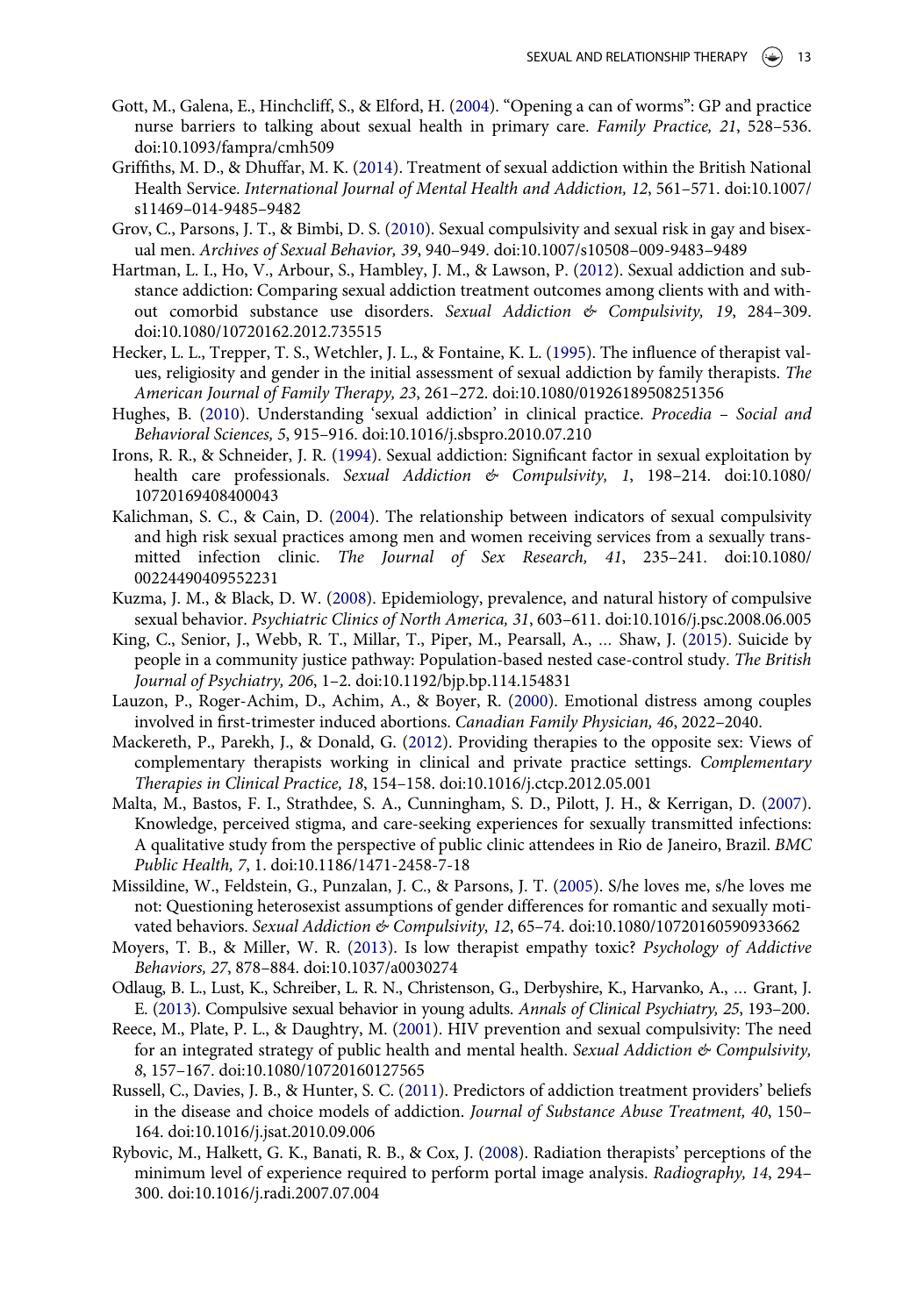Gott, M., Galena, E., Hinchcliff, S., & Elford, H. (2004). "Opening a can of worms": GP and practice nurse barriers to talking about sexual health in primary care. *Family Practice, 21*, 528–536. doi:10.1093/fampra/cmh509

Griffiths, M. D., & Dhuffar, M. K. (2014). Treatment of sexual addiction within the British National Health Service. *International Journal of Mental Health and Addiction, 12*, 561–571. doi:10.1007/s11469–014-9485–9482

Grov, C., Parsons, J. T., & Bimbi, D. S. (2010). Sexual compulsivity and sexual risk in gay and bisexual men. *Archives of Sexual Behavior, 39*, 940–949. doi:10.1007/s10508–009-9483–9489

Hartman, L. I., Ho, V., Arbour, S., Hambley, J. M., & Lawson, P. (2012). Sexual addiction and substance addiction: Comparing sexual addiction treatment outcomes among clients with and without comorbid substance use disorders. *Sexual Addiction & Compulsivity, 19*, 284–309. doi:10.1080/10720162.2012.735515

Hecker, L. L., Trepper, T. S., Wetchler, J. L., & Fontaine, K. L. (1995). The influence of therapist values, religiosity and gender in the initial assessment of sexual addiction by family therapists. *The American Journal of Family Therapy, 23*, 261–272. doi:10.1080/01926189508251356

Hughes, B. (2010). Understanding 'sexual addiction' in clinical practice. *Procedia – Social and Behavioral Sciences, 5*, 915–916. doi:10.1016/j.sbspro.2010.07.210

Irons, R. R., & Schneider, J. R. (1994). Sexual addiction: Significant factor in sexual exploitation by health care professionals. *Sexual Addiction & Compulsivity, 1*, 198–214. doi:10.1080/10720169408400043

Kalichman, S. C., & Cain, D. (2004). The relationship between indicators of sexual compulsivity and high risk sexual practices among men and women receiving services from a sexually transmitted infection clinic. *The Journal of Sex Research, 41*, 235–241. doi:10.1080/00224490409552231

Kuzma, J. M., & Black, D. W. (2008). Epidemiology, prevalence, and natural history of compulsive sexual behavior. *Psychiatric Clinics of North America, 31*, 603–611. doi:10.1016/j.psc.2008.06.005

King, C., Senior, J., Webb, R. T., Millar, T., Piper, M., Pearsall, A., … Shaw, J. (2015). Suicide by people in a community justice pathway: Population-based nested case-control study. *The British Journal of Psychiatry, 206*, 1–2. doi:10.1192/bjp.bp.114.154831

Lauzon, P., Roger-Achim, D., Achim, A., & Boyer, R. (2000). Emotional distress among couples involved in first-trimester induced abortions. *Canadian Family Physician, 46*, 2022–2040.

Mackereth, P., Parekh, J., & Donald, G. (2012). Providing therapies to the opposite sex: Views of complementary therapists working in clinical and private practice settings. *Complementary Therapies in Clinical Practice, 18*, 154–158. doi:10.1016/j.ctcp.2012.05.001

Malta, M., Bastos, F. I., Strathdee, S. A., Cunningham, S. D., Pilott, J. H., & Kerrigan, D. (2007). Knowledge, perceived stigma, and care-seeking experiences for sexually transmitted infections: A qualitative study from the perspective of public clinic attendees in Rio de Janeiro, Brazil. *BMC Public Health, 7*, 1. doi:10.1186/1471-2458-7-18

Missildine, W., Feldstein, G., Punzalan, J. C., & Parsons, J. T. (2005). S/he loves me, s/he loves me not: Questioning heterosexist assumptions of gender differences for romantic and sexually motivated behaviors. *Sexual Addiction & Compulsivity, 12*, 65–74. doi:10.1080/10720160590933662

Moyers, T. B., & Miller, W. R. (2013). Is low therapist empathy toxic? *Psychology of Addictive Behaviors, 27*, 878–884. doi:10.1037/a0030274

Odlaug, B. L., Lust, K., Schreiber, L. R. N., Christenson, G., Derbyshire, K., Harvanko, A., … Grant, J. E. (2013). Compulsive sexual behavior in young adults. *Annals of Clinical Psychiatry, 25*, 193–200.

Reece, M., Plate, P. L., & Daughtry, M. (2001). HIV prevention and sexual compulsivity: The need for an integrated strategy of public health and mental health. *Sexual Addiction & Compulsivity, 8*, 157–167. doi:10.1080/10720160127565

Russell, C., Davies, J. B., & Hunter, S. C. (2011). Predictors of addiction treatment providers' beliefs in the disease and choice models of addiction. *Journal of Substance Abuse Treatment, 40*, 150–164. doi:10.1016/j.jsat.2010.09.006

Rybovic, M., Halkett, G. K., Banati, R. B., & Cox, J. (2008). Radiation therapists' perceptions of the minimum level of experience required to perform portal image analysis. *Radiography, 14*, 294–300. doi:10.1016/j.radi.2007.07.004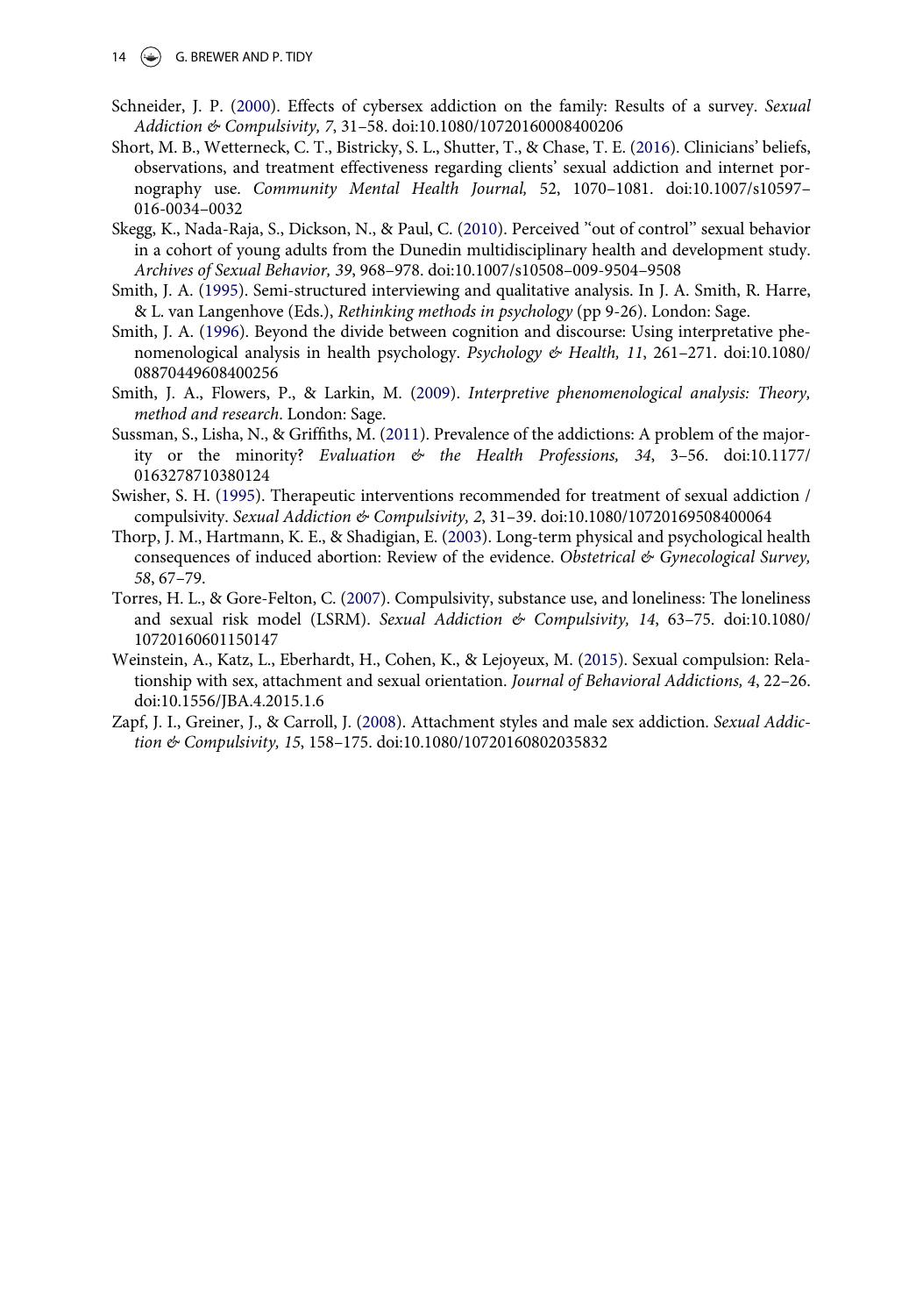Schneider, J. P. (2000). Effects of cybersex addiction on the family: Results of a survey. *Sexual Addiction & Compulsivity, 7*, 31–58. doi:10.1080/10720160008400206

Short, M. B., Wetterneck, C. T., Bistricky, S. L., Shutter, T., & Chase, T. E. (2016). Clinicians' beliefs, observations, and treatment effectiveness regarding clients' sexual addiction and internet pornography use. *Community Mental Health Journal,* 52, 1070–1081. doi:10.1007/s10597–016-0034–0032

Skegg, K., Nada-Raja, S., Dickson, N., & Paul, C. (2010). Perceived "out of control" sexual behavior in a cohort of young adults from the Dunedin multidisciplinary health and development study. *Archives of Sexual Behavior, 39*, 968–978. doi:10.1007/s10508–009-9504–9508

Smith, J. A. (1995). Semi-structured interviewing and qualitative analysis. In J. A. Smith, R. Harre, & L. van Langenhove (Eds.), *Rethinking methods in psychology* (pp 9-26). London: Sage.

Smith, J. A. (1996). Beyond the divide between cognition and discourse: Using interpretative phenomenological analysis in health psychology. *Psychology & Health, 11*, 261–271. doi:10.1080/08870449608400256

Smith, J. A., Flowers, P., & Larkin, M. (2009). *Interpretive phenomenological analysis: Theory, method and research*. London: Sage.

Sussman, S., Lisha, N., & Griffiths, M. (2011). Prevalence of the addictions: A problem of the majority or the minority? *Evaluation & the Health Professions, 34*, 3–56. doi:10.1177/0163278710380124

Swisher, S. H. (1995). Therapeutic interventions recommended for treatment of sexual addiction / compulsivity. *Sexual Addiction & Compulsivity, 2*, 31–39. doi:10.1080/10720169508400064

Thorp, J. M., Hartmann, K. E., & Shadigian, E. (2003). Long-term physical and psychological health consequences of induced abortion: Review of the evidence. *Obstetrical & Gynecological Survey, 58*, 67–79.

Torres, H. L., & Gore-Felton, C. (2007). Compulsivity, substance use, and loneliness: The loneliness and sexual risk model (LSRM). *Sexual Addiction & Compulsivity, 14*, 63–75. doi:10.1080/10720160601150147

Weinstein, A., Katz, L., Eberhardt, H., Cohen, K., & Lejoyeux, M. (2015). Sexual compulsion: Relationship with sex, attachment and sexual orientation. *Journal of Behavioral Addictions, 4*, 22–26. doi:10.1556/JBA.4.2015.1.6

Zapf, J. I., Greiner, J., & Carroll, J. (2008). Attachment styles and male sex addiction. *Sexual Addiction & Compulsivity, 15*, 158–175. doi:10.1080/10720160802035832